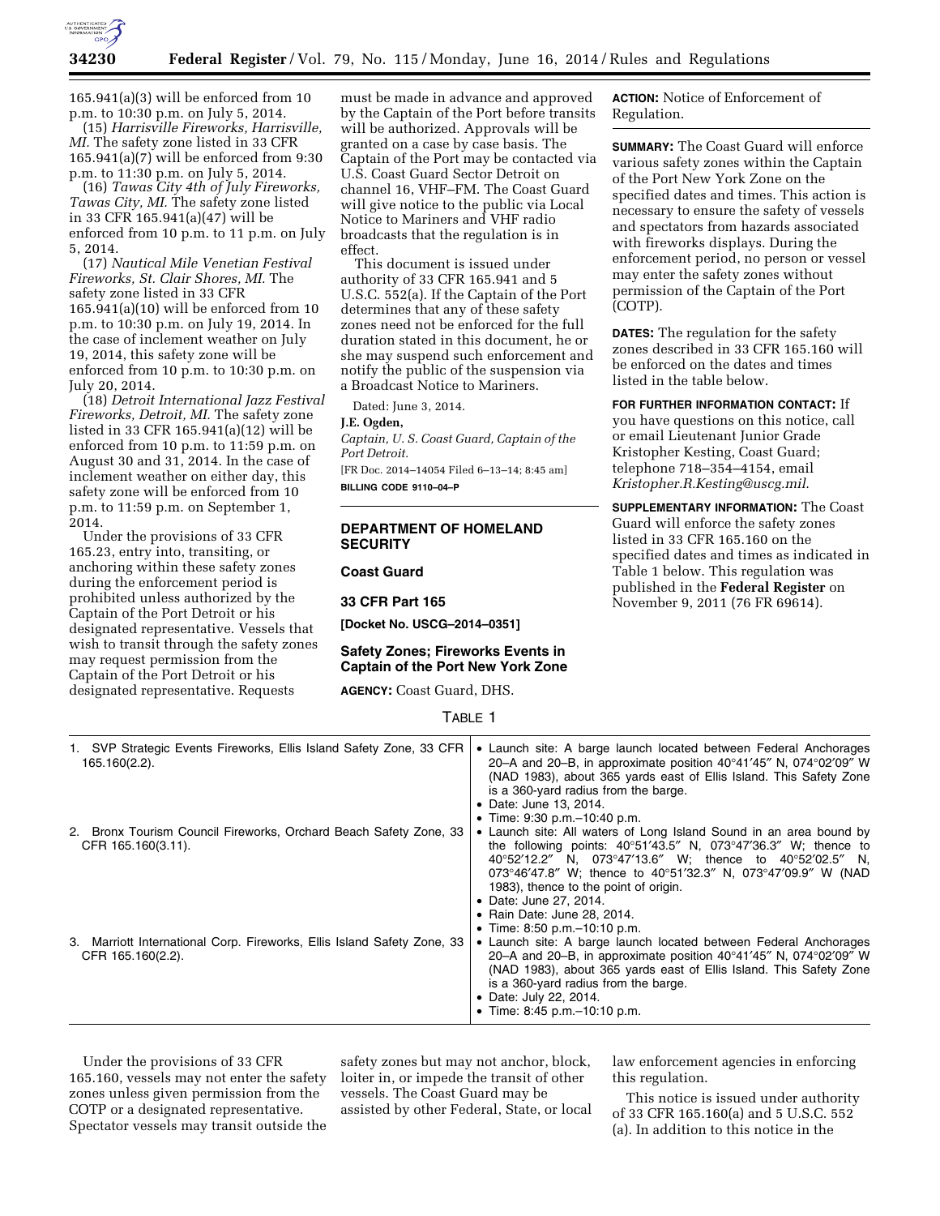165.941(a)(3) will be enforced from 10 p.m. to 10:30 p.m. on July 5, 2014.

(15) *Harrisville Fireworks, Harrisville, MI.* The safety zone listed in 33 CFR 165.941(a)(7) will be enforced from 9:30 p.m. to 11:30 p.m. on July 5, 2014.

(16) *Tawas City 4th of July Fireworks, Tawas City, MI.* The safety zone listed in 33 CFR 165.941(a)(47) will be enforced from 10 p.m. to 11 p.m. on July 5, 2014.

(17) *Nautical Mile Venetian Festival Fireworks, St. Clair Shores, MI.* The safety zone listed in 33 CFR 165.941(a)(10) will be enforced from 10 p.m. to 10:30 p.m. on July 19, 2014. In the case of inclement weather on July 19, 2014, this safety zone will be enforced from 10 p.m. to 10:30 p.m. on July 20, 2014.

(18) *Detroit International Jazz Festival Fireworks, Detroit, MI.* The safety zone listed in 33 CFR 165.941(a)(12) will be enforced from 10 p.m. to 11:59 p.m. on August 30 and 31, 2014. In the case of inclement weather on either day, this safety zone will be enforced from 10 p.m. to 11:59 p.m. on September 1, 2014.

Under the provisions of 33 CFR 165.23, entry into, transiting, or anchoring within these safety zones during the enforcement period is prohibited unless authorized by the Captain of the Port Detroit or his designated representative. Vessels that wish to transit through the safety zones may request permission from the Captain of the Port Detroit or his designated representative. Requests must be made in advance and approved by the Captain of the Port before transits will be authorized. Approvals will be granted on a case by case basis. The Captain of the Port may be contacted via U.S. Coast Guard Sector Detroit on channel 16, VHF–FM. The Coast Guard will give notice to the public via Local Notice to Mariners and VHF radio broadcasts that the regulation is in effect.

This document is issued under authority of 33 CFR 165.941 and 5 U.S.C. 552(a). If the Captain of the Port determines that any of these safety zones need not be enforced for the full duration stated in this document, he or she may suspend such enforcement and notify the public of the suspension via a Broadcast Notice to Mariners.

Dated: June 3, 2014.

**J.E. Ogden,**

*Captain, U. S. Coast Guard, Captain of the Port Detroit.*

[FR Doc. 2014–14054 Filed 6–13–14; 8:45 am]

**BILLING CODE 9110–04–P**

## DEPARTMENT OF HOMELAND SECURITY

### Coast Guard

### 33 CFR Part 165

**[Docket No. USCG–2014–0351]**

### Safety Zones; Fireworks Events in Captain of the Port New York Zone

**AGENCY:** Coast Guard, DHS.

**ACTION:** Notice of Enforcement of Regulation.

**SUMMARY:** The Coast Guard will enforce various safety zones within the Captain of the Port New York Zone on the specified dates and times. This action is necessary to ensure the safety of vessels and spectators from hazards associated with fireworks displays. During the enforcement period, no person or vessel may enter the safety zones without permission of the Captain of the Port (COTP).

**DATES:** The regulation for the safety zones described in 33 CFR 165.160 will be enforced on the dates and times listed in the table below.

**FOR FURTHER INFORMATION CONTACT:** If you have questions on this notice, call or email Lieutenant Junior Grade Kristopher Kesting, Coast Guard; telephone 718–354–4154, email *Kristopher.R.Kesting@uscg.mil*.

**SUPPLEMENTARY INFORMATION:** The Coast Guard will enforce the safety zones listed in 33 CFR 165.160 on the specified dates and times as indicated in Table 1 below. This regulation was published in the **Federal Register** on November 9, 2011 (76 FR 69614).

TABLE 1

| | |
|---|---|
| 1. SVP Strategic Events Fireworks, Ellis Island Safety Zone, 33 CFR 165.160(2.2). | • Launch site: A barge launch located between Federal Anchorages 20–A and 20–B, in approximate position 40°41′45″ N, 074°02′09″ W (NAD 1983), about 365 yards east of Ellis Island. This Safety Zone is a 360-yard radius from the barge.<br>• Date: June 13, 2014.<br>• Time: 9:30 p.m.–10:40 p.m. |
| 2. Bronx Tourism Council Fireworks, Orchard Beach Safety Zone, 33 CFR 165.160(3.11). | • Launch site: All waters of Long Island Sound in an area bound by the following points: 40°51′43.5″ N, 073°47′36.3″ W; thence to 40°52′12.2″ N, 073°47′13.6″ W; thence to 40°52′02.5″ N, 073°46′47.8″ W; thence to 40°51′32.3″ N, 073°47′09.9″ W (NAD 1983), thence to the point of origin.<br>• Date: June 27, 2014.<br>• Rain Date: June 28, 2014.<br>• Time: 8:50 p.m.–10:10 p.m. |
| 3. Marriott International Corp. Fireworks, Ellis Island Safety Zone, 33 CFR 165.160(2.2). | • Launch site: A barge launch located between Federal Anchorages 20–A and 20–B, in approximate position 40°41′45″ N, 074°02′09″ W (NAD 1983), about 365 yards east of Ellis Island. This Safety Zone is a 360-yard radius from the barge.<br>• Date: July 22, 2014.<br>• Time: 8:45 p.m.–10:10 p.m. |

Under the provisions of 33 CFR 165.160, vessels may not enter the safety zones unless given permission from the COTP or a designated representative. Spectator vessels may transit outside the safety zones but may not anchor, block, loiter in, or impede the transit of other vessels. The Coast Guard may be assisted by other Federal, State, or local law enforcement agencies in enforcing this regulation.

This notice is issued under authority of 33 CFR 165.160(a) and 5 U.S.C. 552 (a). In addition to this notice in the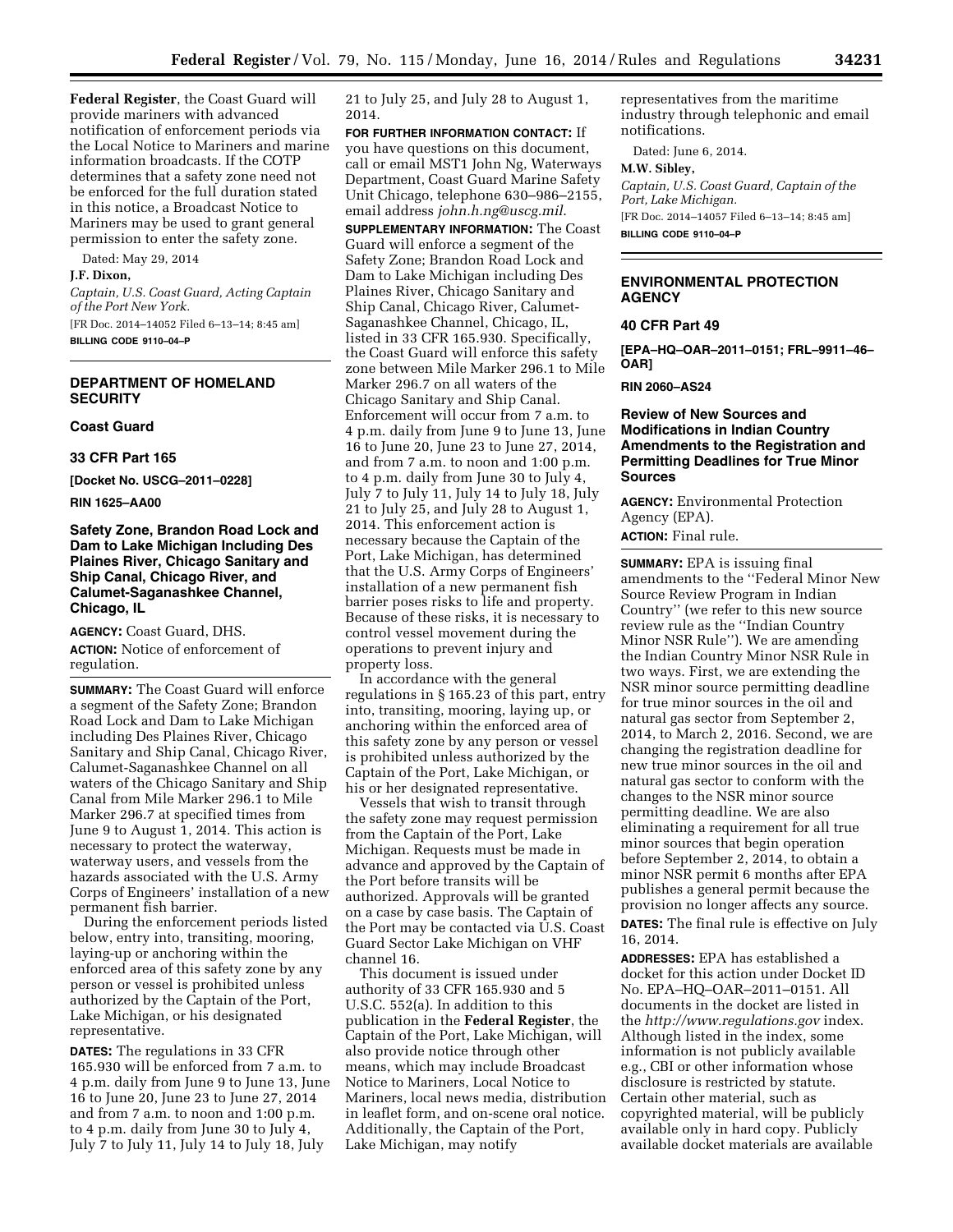**Federal Register**, the Coast Guard will provide mariners with advanced notification of enforcement periods via the Local Notice to Mariners and marine information broadcasts. If the COTP determines that a safety zone need not be enforced for the full duration stated in this notice, a Broadcast Notice to Mariners may be used to grant general permission to enter the safety zone.

Dated: May 29, 2014

**J.F. Dixon,**

*Captain, U.S. Coast Guard, Acting Captain of the Port New York.*

[FR Doc. 2014–14052 Filed 6–13–14; 8:45 am]

**BILLING CODE 9110–04–P**

## DEPARTMENT OF HOMELAND SECURITY

### Coast Guard

### 33 CFR Part 165

**[Docket No. USCG–2011–0228]**

**RIN 1625–AA00**

### Safety Zone, Brandon Road Lock and Dam to Lake Michigan Including Des Plaines River, Chicago Sanitary and Ship Canal, Chicago River, and Calumet-Saganashkee Channel, Chicago, IL

**AGENCY:** Coast Guard, DHS.

**ACTION:** Notice of enforcement of regulation.

**SUMMARY:** The Coast Guard will enforce a segment of the Safety Zone; Brandon Road Lock and Dam to Lake Michigan including Des Plaines River, Chicago Sanitary and Ship Canal, Chicago River, Calumet-Saganashkee Channel on all waters of the Chicago Sanitary and Ship Canal from Mile Marker 296.1 to Mile Marker 296.7 at specified times from June 9 to August 1, 2014. This action is necessary to protect the waterway, waterway users, and vessels from the hazards associated with the U.S. Army Corps of Engineers' installation of a new permanent fish barrier.

During the enforcement periods listed below, entry into, transiting, mooring, laying-up or anchoring within the enforced area of this safety zone by any person or vessel is prohibited unless authorized by the Captain of the Port, Lake Michigan, or his designated representative.

**DATES:** The regulations in 33 CFR 165.930 will be enforced from 7 a.m. to 4 p.m. daily from June 9 to June 13, June 16 to June 20, June 23 to June 27, 2014 and from 7 a.m. to noon and 1:00 p.m. to 4 p.m. daily from June 30 to July 4, July 7 to July 11, July 14 to July 18, July 21 to July 25, and July 28 to August 1, 2014.

**FOR FURTHER INFORMATION CONTACT:** If you have questions on this document, call or email MST1 John Ng, Waterways Department, Coast Guard Marine Safety Unit Chicago, telephone 630–986–2155, email address *john.h.ng@uscg.mil*.

**SUPPLEMENTARY INFORMATION:** The Coast Guard will enforce a segment of the Safety Zone; Brandon Road Lock and Dam to Lake Michigan including Des Plaines River, Chicago Sanitary and Ship Canal, Chicago River, Calumet-Saganashkee Channel, Chicago, IL, listed in 33 CFR 165.930. Specifically, the Coast Guard will enforce this safety zone between Mile Marker 296.1 to Mile Marker 296.7 on all waters of the Chicago Sanitary and Ship Canal. Enforcement will occur from 7 a.m. to 4 p.m. daily from June 9 to June 13, June 16 to June 20, June 23 to June 27, 2014, and from 7 a.m. to noon and 1:00 p.m. to 4 p.m. daily from June 30 to July 4, July 7 to July 11, July 14 to July 18, July 21 to July 25, and July 28 to August 1, 2014. This enforcement action is necessary because the Captain of the Port, Lake Michigan, has determined that the U.S. Army Corps of Engineers' installation of a new permanent fish barrier poses risks to life and property. Because of these risks, it is necessary to control vessel movement during the operations to prevent injury and property loss.

In accordance with the general regulations in § 165.23 of this part, entry into, transiting, mooring, laying up, or anchoring within the enforced area of this safety zone by any person or vessel is prohibited unless authorized by the Captain of the Port, Lake Michigan, or his or her designated representative.

Vessels that wish to transit through the safety zone may request permission from the Captain of the Port, Lake Michigan. Requests must be made in advance and approved by the Captain of the Port before transits will be authorized. Approvals will be granted on a case by case basis. The Captain of the Port may be contacted via U.S. Coast Guard Sector Lake Michigan on VHF channel 16.

This document is issued under authority of 33 CFR 165.930 and 5 U.S.C. 552(a). In addition to this publication in the **Federal Register**, the Captain of the Port, Lake Michigan, will also provide notice through other means, which may include Broadcast Notice to Mariners, Local Notice to Mariners, local news media, distribution in leaflet form, and on-scene oral notice. Additionally, the Captain of the Port, Lake Michigan, may notify representatives from the maritime industry through telephonic and email notifications.

Dated: June 6, 2014.

**M.W. Sibley,**

*Captain, U.S. Coast Guard, Captain of the Port, Lake Michigan.*

[FR Doc. 2014–14057 Filed 6–13–14; 8:45 am]

**BILLING CODE 9110–04–P**

## ENVIRONMENTAL PROTECTION AGENCY

### 40 CFR Part 49

**[EPA–HQ–OAR–2011–0151; FRL–9911–46–OAR]**

**RIN 2060–AS24**

### Review of New Sources and Modifications in Indian Country Amendments to the Registration and Permitting Deadlines for True Minor Sources

**AGENCY:** Environmental Protection Agency (EPA).

**ACTION:** Final rule.

**SUMMARY:** EPA is issuing final amendments to the ''Federal Minor New Source Review Program in Indian Country'' (we refer to this new source review rule as the ''Indian Country Minor NSR Rule''). We are amending the Indian Country Minor NSR Rule in two ways. First, we are extending the NSR minor source permitting deadline for true minor sources in the oil and natural gas sector from September 2, 2014, to March 2, 2016. Second, we are changing the registration deadline for new true minor sources in the oil and natural gas sector to conform with the changes to the NSR minor source permitting deadline. We are also eliminating a requirement for all true minor sources that begin operation before September 2, 2014, to obtain a minor NSR permit 6 months after EPA publishes a general permit because the provision no longer affects any source.

**DATES:** The final rule is effective on July 16, 2014.

**ADDRESSES:** EPA has established a docket for this action under Docket ID No. EPA–HQ–OAR–2011–0151. All documents in the docket are listed in the *http://www.regulations.gov* index. Although listed in the index, some information is not publicly available e.g., CBI or other information whose disclosure is restricted by statute. Certain other material, such as copyrighted material, will be publicly available only in hard copy. Publicly available docket materials are available